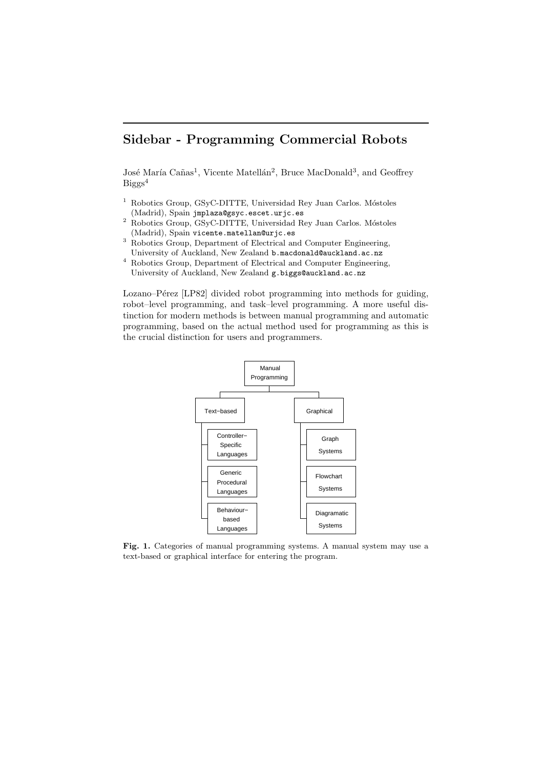# Sidebar - Programming Commercial Robots

José María Cañas[1], Vicente Matellán[2], Bruce MacDonald[3], and Geoffrey Biggs[4]

[1] Robotics Group, GSyC-DITTE, Universidad Rey Juan Carlos. Móstoles (Madrid), Spain `jmplaza@gsyc.escet.urjc.es`

[2] Robotics Group, GSyC-DITTE, Universidad Rey Juan Carlos. Móstoles (Madrid), Spain `vicente.matellan@urjc.es`

[3] Robotics Group, Department of Electrical and Computer Engineering, University of Auckland, New Zealand `b.macdonald@auckland.ac.nz`

[4] Robotics Group, Department of Electrical and Computer Engineering, University of Auckland, New Zealand `g.biggs@auckland.ac.nz`

Lozano–Pérez [LP82] divided robot programming into methods for guiding, robot–level programming, and task–level programming. A more useful distinction for modern methods is between manual programming and automatic programming, based on the actual method used for programming as this is the crucial distinction for users and programmers.

- Manual Programming
  - Text−based
    - Controller−Specific Languages
    - Generic Procedural Languages
    - Behaviour−based Languages
  - Graphical
    - Graph Systems
    - Flowchart Systems
    - Diagramatic Systems

**Fig. 1.** Categories of manual programming systems. A manual system may use a text-based or graphical interface for entering the program.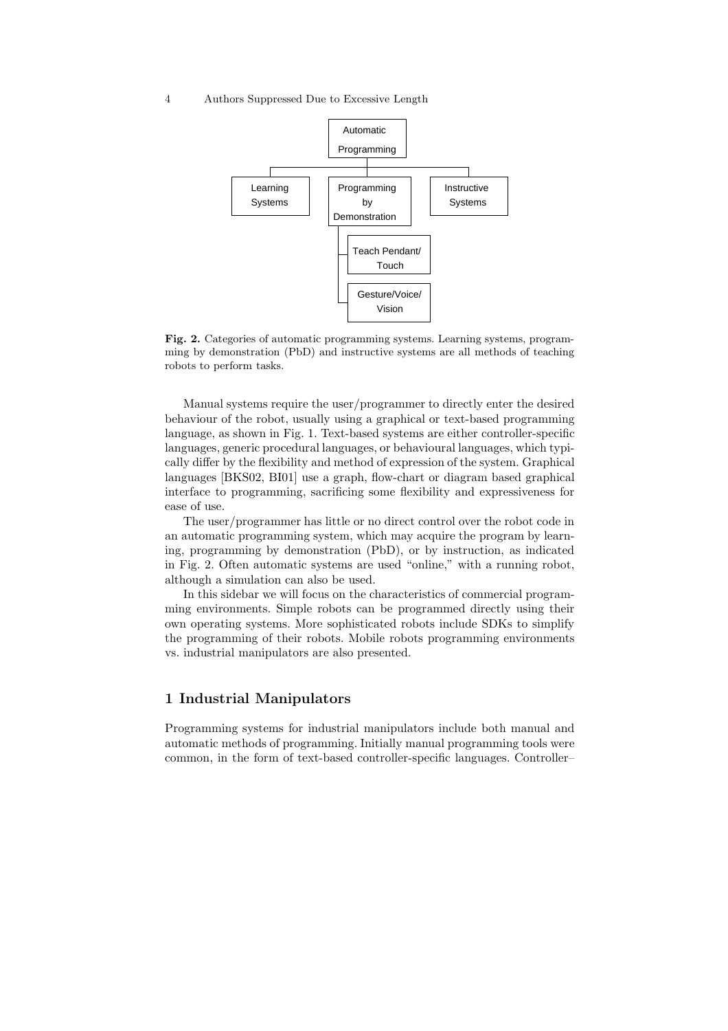**Fig. 2.** Categories of automatic programming systems. Learning systems, programming by demonstration (PbD) and instructive systems are all methods of teaching robots to perform tasks.

Manual systems require the user/programmer to directly enter the desired behaviour of the robot, usually using a graphical or text-based programming language, as shown in Fig. 1. Text-based systems are either controller-specific languages, generic procedural languages, or behavioural languages, which typically differ by the flexibility and method of expression of the system. Graphical languages [BKS02, BI01] use a graph, flow-chart or diagram based graphical interface to programming, sacrificing some flexibility and expressiveness for ease of use.

The user/programmer has little or no direct control over the robot code in an automatic programming system, which may acquire the program by learning, programming by demonstration (PbD), or by instruction, as indicated in Fig. 2. Often automatic systems are used "online," with a running robot, although a simulation can also be used.

In this sidebar we will focus on the characteristics of commercial programming environments. Simple robots can be programmed directly using their own operating systems. More sophisticated robots include SDKs to simplify the programming of their robots. Mobile robots programming environments vs. industrial manipulators are also presented.

# 1 Industrial Manipulators

Programming systems for industrial manipulators include both manual and automatic methods of programming. Initially manual programming tools were common, in the form of text-based controller-specific languages. Controller–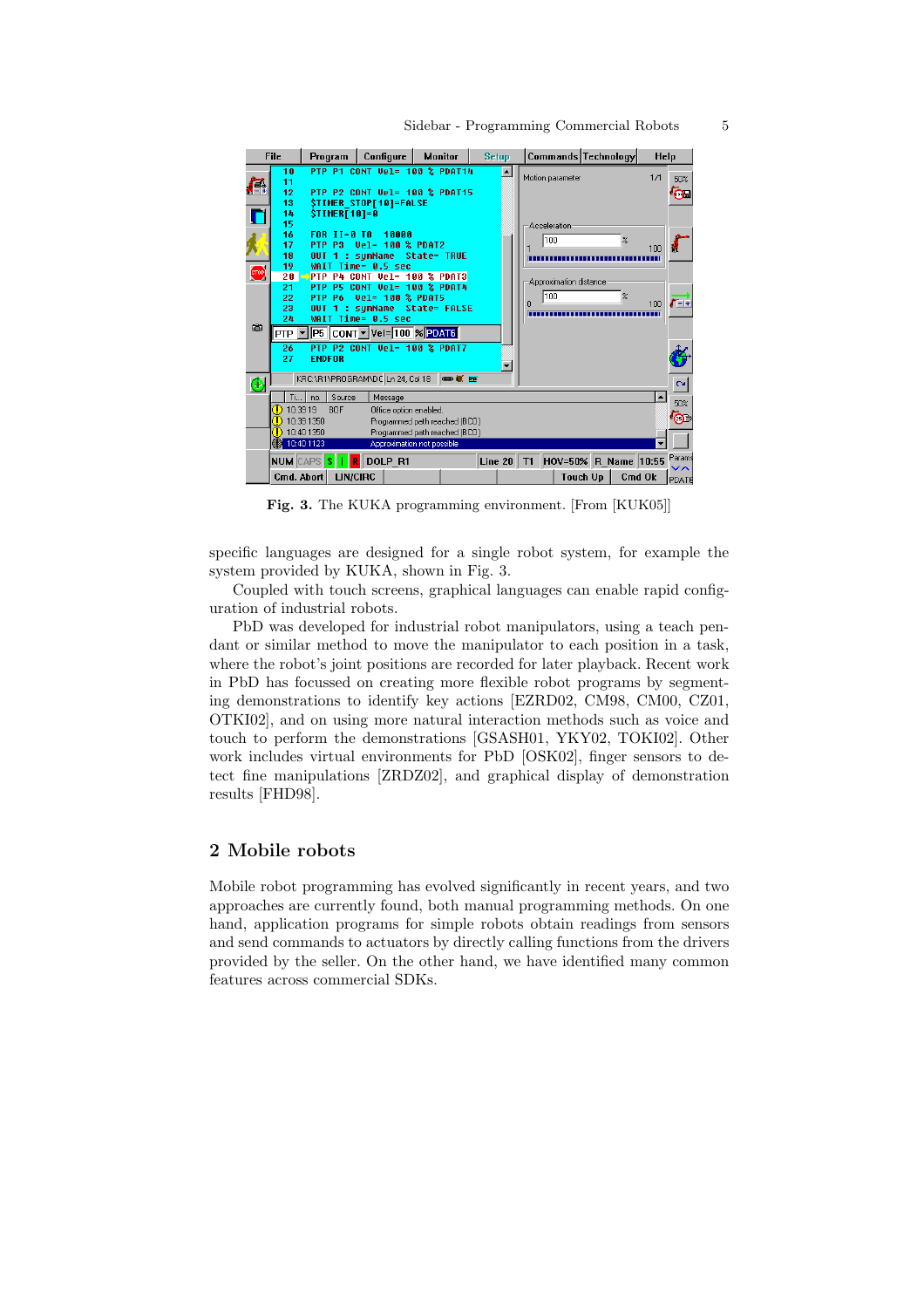Fig. 3. The KUKA programming environment. [From [KUK05]]

specific languages are designed for a single robot system, for example the system provided by KUKA, shown in Fig. 3.

Coupled with touch screens, graphical languages can enable rapid configuration of industrial robots.

PbD was developed for industrial robot manipulators, using a teach pendant or similar method to move the manipulator to each position in a task, where the robot's joint positions are recorded for later playback. Recent work in PbD has focussed on creating more flexible robot programs by segmenting demonstrations to identify key actions [EZRD02, CM98, CM00, CZ01, OTKI02], and on using more natural interaction methods such as voice and touch to perform the demonstrations [GSASH01, YKY02, TOKI02]. Other work includes virtual environments for PbD [OSK02], finger sensors to detect fine manipulations [ZRDZ02], and graphical display of demonstration results [FHD98].

## 2 Mobile robots

Mobile robot programming has evolved significantly in recent years, and two approaches are currently found, both manual programming methods. On one hand, application programs for simple robots obtain readings from sensors and send commands to actuators by directly calling functions from the drivers provided by the seller. On the other hand, we have identified many common features across commercial SDKs.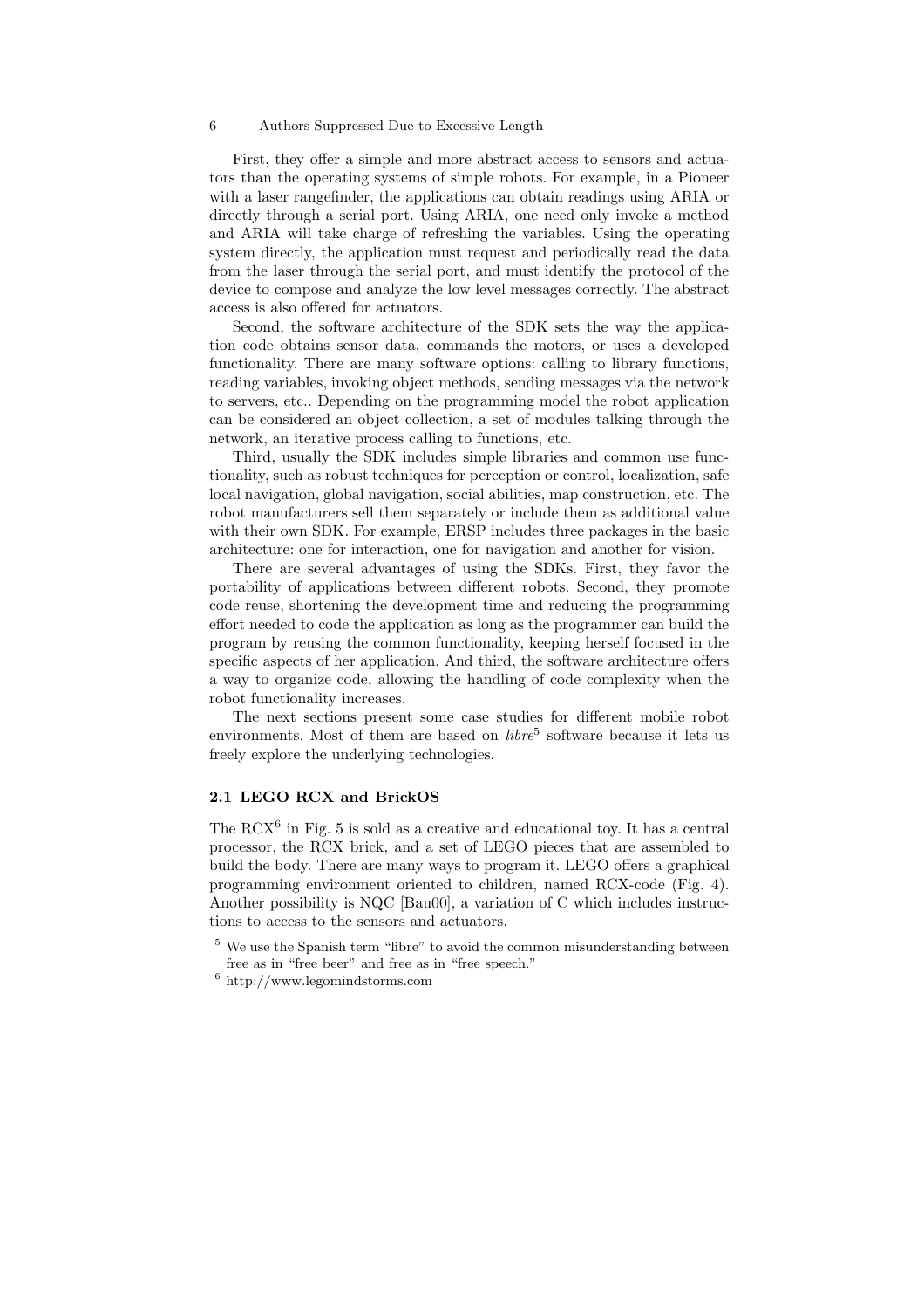First, they offer a simple and more abstract access to sensors and actuators than the operating systems of simple robots. For example, in a Pioneer with a laser rangefinder, the applications can obtain readings using ARIA or directly through a serial port. Using ARIA, one need only invoke a method and ARIA will take charge of refreshing the variables. Using the operating system directly, the application must request and periodically read the data from the laser through the serial port, and must identify the protocol of the device to compose and analyze the low level messages correctly. The abstract access is also offered for actuators.

Second, the software architecture of the SDK sets the way the application code obtains sensor data, commands the motors, or uses a developed functionality. There are many software options: calling to library functions, reading variables, invoking object methods, sending messages via the network to servers, etc.. Depending on the programming model the robot application can be considered an object collection, a set of modules talking through the network, an iterative process calling to functions, etc.

Third, usually the SDK includes simple libraries and common use functionality, such as robust techniques for perception or control, localization, safe local navigation, global navigation, social abilities, map construction, etc. The robot manufacturers sell them separately or include them as additional value with their own SDK. For example, ERSP includes three packages in the basic architecture: one for interaction, one for navigation and another for vision.

There are several advantages of using the SDKs. First, they favor the portability of applications between different robots. Second, they promote code reuse, shortening the development time and reducing the programming effort needed to code the application as long as the programmer can build the program by reusing the common functionality, keeping herself focused in the specific aspects of her application. And third, the software architecture offers a way to organize code, allowing the handling of code complexity when the robot functionality increases.

The next sections present some case studies for different mobile robot environments. Most of them are based on *libre*[5] software because it lets us freely explore the underlying technologies.

### 2.1 LEGO RCX and BrickOS

The RCX[6] in Fig. 5 is sold as a creative and educational toy. It has a central processor, the RCX brick, and a set of LEGO pieces that are assembled to build the body. There are many ways to program it. LEGO offers a graphical programming environment oriented to children, named RCX-code (Fig. 4). Another possibility is NQC [Bau00], a variation of C which includes instructions to access to the sensors and actuators.

---

[5] We use the Spanish term "libre" to avoid the common misunderstanding between free as in "free beer" and free as in "free speech."

[6] http://www.legomindstorms.com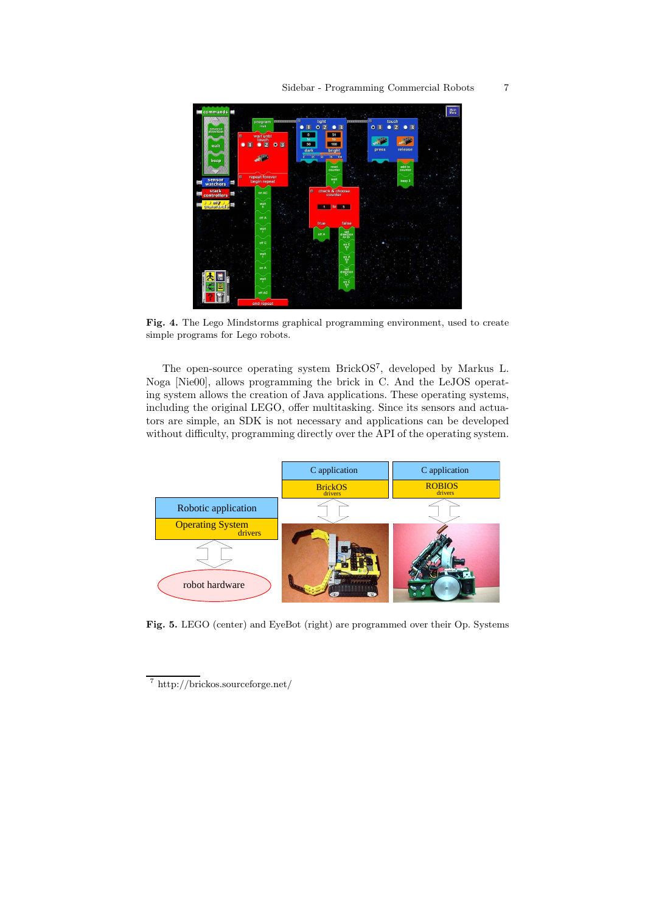Fig. 4. The Lego Mindstorms graphical programming environment, used to create simple programs for Lego robots.

The open-source operating system BrickOS[7], developed by Markus L. Noga [Nie00], allows programming the brick in C. And the LeJOS operating system allows the creation of Java applications. These operating systems, including the original LEGO, offer multitasking. Since its sensors and actuators are simple, an SDK is not necessary and applications can be developed without difficulty, programming directly over the API of the operating system.

Fig. 5. LEGO (center) and EyeBot (right) are programmed over their Op. Systems

[7] http://brickos.sourceforge.net/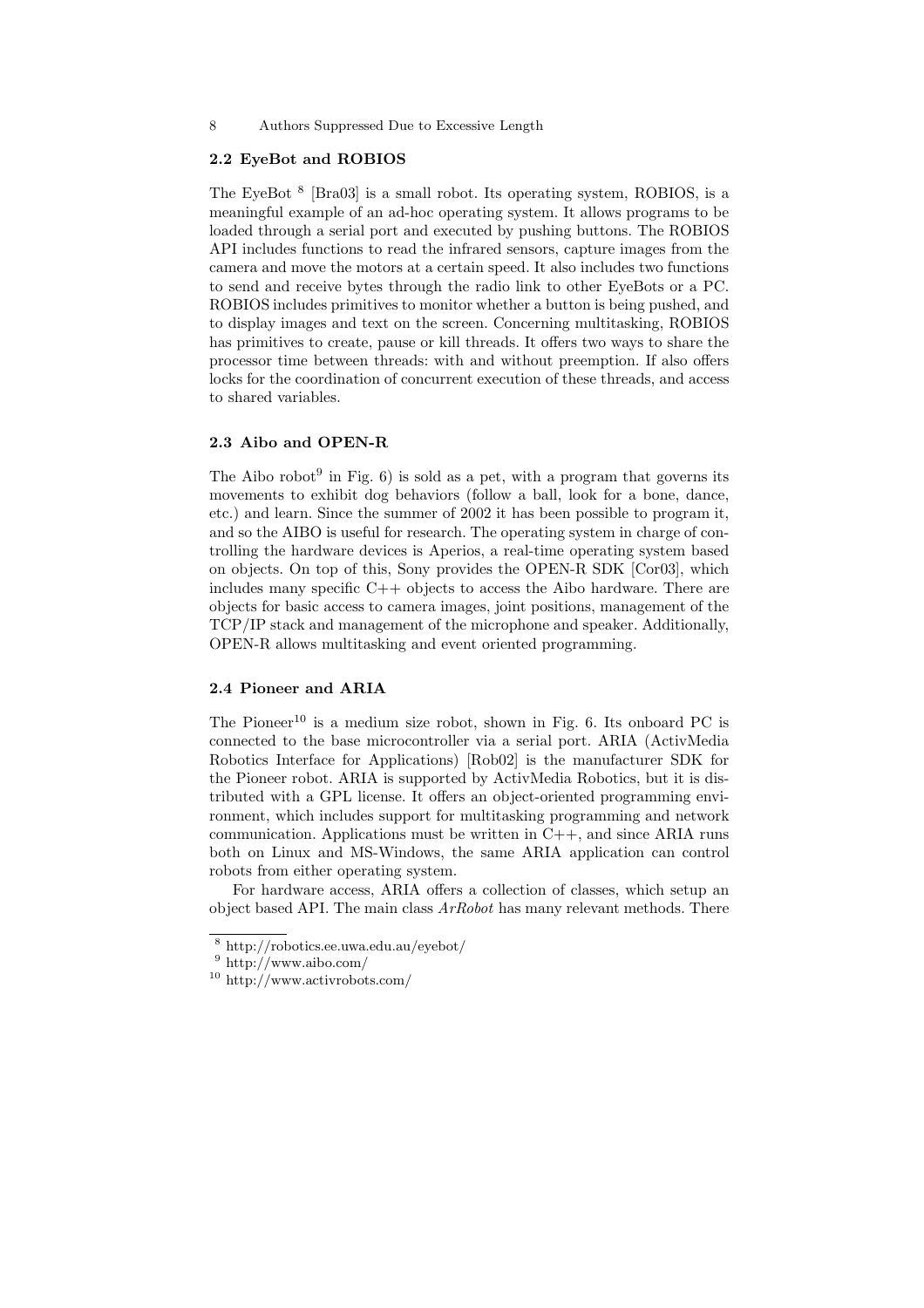### 2.2 EyeBot and ROBIOS

The EyeBot [8] [Bra03] is a small robot. Its operating system, ROBIOS, is a meaningful example of an ad-hoc operating system. It allows programs to be loaded through a serial port and executed by pushing buttons. The ROBIOS API includes functions to read the infrared sensors, capture images from the camera and move the motors at a certain speed. It also includes two functions to send and receive bytes through the radio link to other EyeBots or a PC. ROBIOS includes primitives to monitor whether a button is being pushed, and to display images and text on the screen. Concerning multitasking, ROBIOS has primitives to create, pause or kill threads. It offers two ways to share the processor time between threads: with and without preemption. If also offers locks for the coordination of concurrent execution of these threads, and access to shared variables.

### 2.3 Aibo and OPEN-R

The Aibo robot[9] in Fig. 6) is sold as a pet, with a program that governs its movements to exhibit dog behaviors (follow a ball, look for a bone, dance, etc.) and learn. Since the summer of 2002 it has been possible to program it, and so the AIBO is useful for research. The operating system in charge of controlling the hardware devices is Aperios, a real-time operating system based on objects. On top of this, Sony provides the OPEN-R SDK [Cor03], which includes many specific C++ objects to access the Aibo hardware. There are objects for basic access to camera images, joint positions, management of the TCP/IP stack and management of the microphone and speaker. Additionally, OPEN-R allows multitasking and event oriented programming.

### 2.4 Pioneer and ARIA

The Pioneer[10] is a medium size robot, shown in Fig. 6. Its onboard PC is connected to the base microcontroller via a serial port. ARIA (ActivMedia Robotics Interface for Applications) [Rob02] is the manufacturer SDK for the Pioneer robot. ARIA is supported by ActivMedia Robotics, but it is distributed with a GPL license. It offers an object-oriented programming environment, which includes support for multitasking programming and network communication. Applications must be written in C++, and since ARIA runs both on Linux and MS-Windows, the same ARIA application can control robots from either operating system.

For hardware access, ARIA offers a collection of classes, which setup an object based API. The main class *ArRobot* has many relevant methods. There

---

[8] http://robotics.ee.uwa.edu.au/eyebot/

[9] http://www.aibo.com/

[10] http://www.activrobots.com/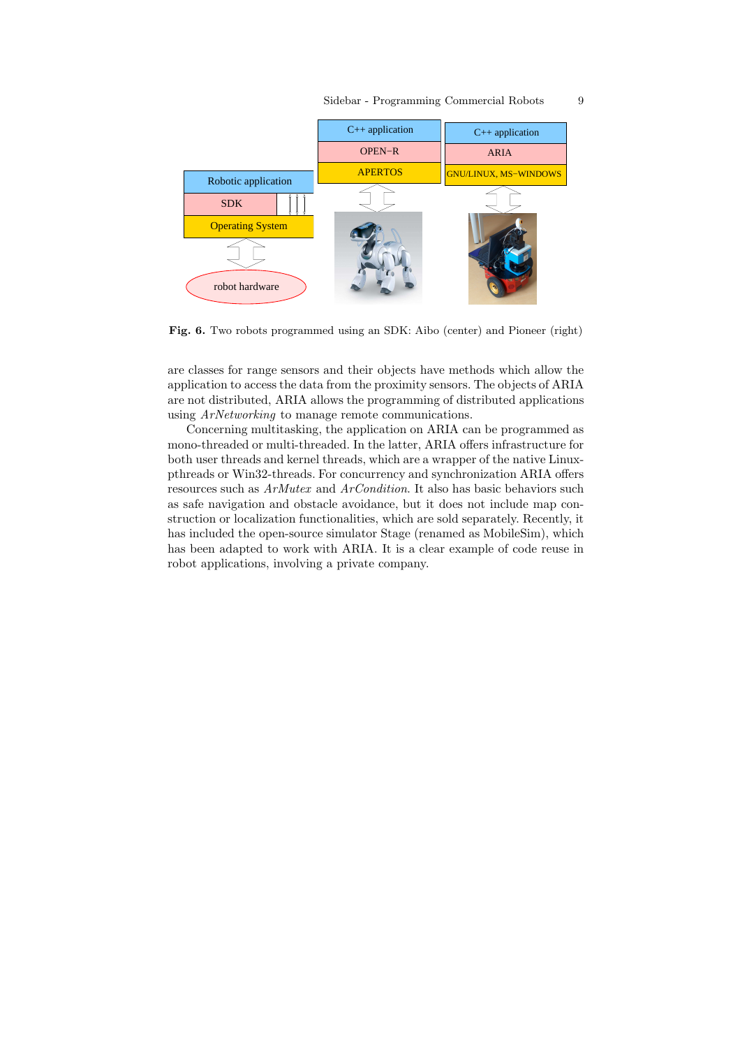**Fig. 6.** Two robots programmed using an SDK: Aibo (center) and Pioneer (right)

are classes for range sensors and their objects have methods which allow the application to access the data from the proximity sensors. The objects of ARIA are not distributed, ARIA allows the programming of distributed applications using *ArNetworking* to manage remote communications.

Concerning multitasking, the application on ARIA can be programmed as mono-threaded or multi-threaded. In the latter, ARIA offers infrastructure for both user threads and kernel threads, which are a wrapper of the native Linux-pthreads or Win32-threads. For concurrency and synchronization ARIA offers resources such as *ArMutex* and *ArCondition*. It also has basic behaviors such as safe navigation and obstacle avoidance, but it does not include map construction or localization functionalities, which are sold separately. Recently, it has included the open-source simulator Stage (renamed as MobileSim), which has been adapted to work with ARIA. It is a clear example of code reuse in robot applications, involving a private company.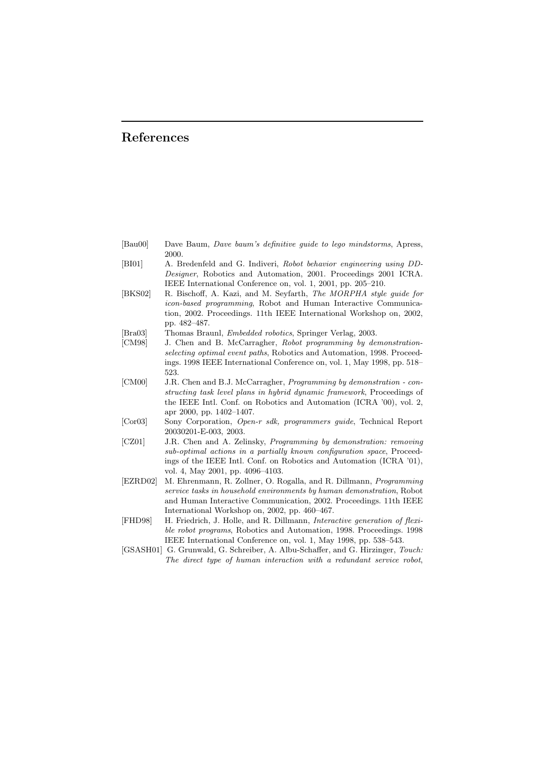# References

[Bau00] Dave Baum, *Dave baum's definitive guide to lego mindstorms*, Apress, 2000.

[BI01] A. Bredenfeld and G. Indiveri, *Robot behavior engineering using DD-Designer*, Robotics and Automation, 2001. Proceedings 2001 ICRA. IEEE International Conference on, vol. 1, 2001, pp. 205–210.

[BKS02] R. Bischoff, A. Kazi, and M. Seyfarth, *The MORPHA style guide for icon-based programming*, Robot and Human Interactive Communication, 2002. Proceedings. 11th IEEE International Workshop on, 2002, pp. 482–487.

[Bra03] Thomas Braunl, *Embedded robotics*, Springer Verlag, 2003.

[CM98] J. Chen and B. McCarragher, *Robot programming by demonstration-selecting optimal event paths*, Robotics and Automation, 1998. Proceedings. 1998 IEEE International Conference on, vol. 1, May 1998, pp. 518–523.

[CM00] J.R. Chen and B.J. McCarragher, *Programming by demonstration - constructing task level plans in hybrid dynamic framework*, Proceedings of the IEEE Intl. Conf. on Robotics and Automation (ICRA '00), vol. 2, apr 2000, pp. 1402–1407.

[Cor03] Sony Corporation, *Open-r sdk, programmers guide*, Technical Report 20030201-E-003, 2003.

[CZ01] J.R. Chen and A. Zelinsky, *Programming by demonstration: removing sub-optimal actions in a partially known configuration space*, Proceedings of the IEEE Intl. Conf. on Robotics and Automation (ICRA '01), vol. 4, May 2001, pp. 4096–4103.

[EZRD02] M. Ehrenmann, R. Zollner, O. Rogalla, and R. Dillmann, *Programming service tasks in household environments by human demonstration*, Robot and Human Interactive Communication, 2002. Proceedings. 11th IEEE International Workshop on, 2002, pp. 460–467.

[FHD98] H. Friedrich, J. Holle, and R. Dillmann, *Interactive generation of flexible robot programs*, Robotics and Automation, 1998. Proceedings. 1998 IEEE International Conference on, vol. 1, May 1998, pp. 538–543.

[GSASH01] G. Grunwald, G. Schreiber, A. Albu-Schaffer, and G. Hirzinger, *Touch: The direct type of human interaction with a redundant service robot*,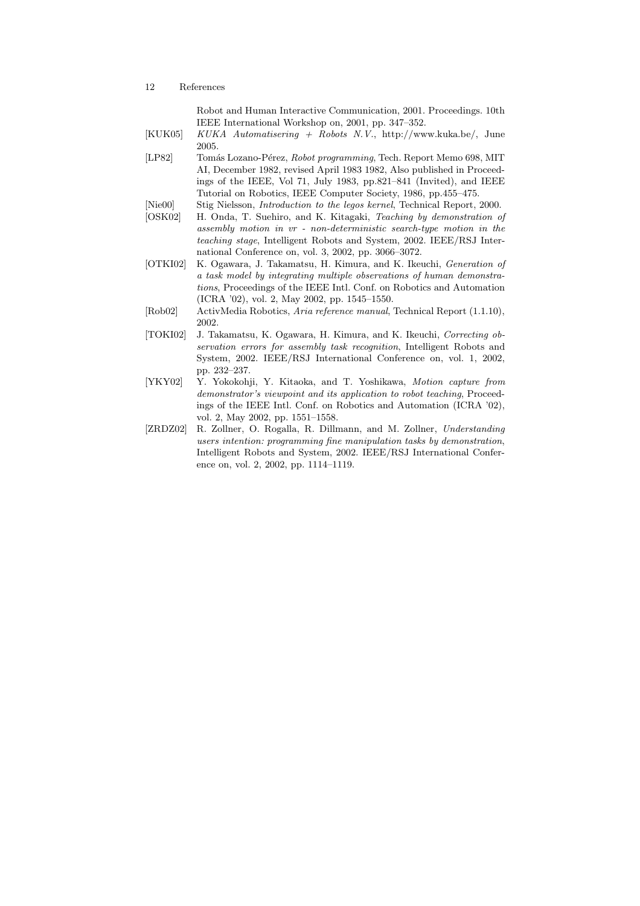Robot and Human Interactive Communication, 2001. Proceedings. 10th IEEE International Workshop on, 2001, pp. 347–352.

[KUK05] *KUKA Automatisering + Robots N.V.*, http://www.kuka.be/, June 2005.

[LP82] Tomás Lozano-Pérez, *Robot programming*, Tech. Report Memo 698, MIT AI, December 1982, revised April 1983 1982, Also published in Proceedings of the IEEE, Vol 71, July 1983, pp.821–841 (Invited), and IEEE Tutorial on Robotics, IEEE Computer Society, 1986, pp.455–475.

[Nie00] Stig Nielsson, *Introduction to the legos kernel*, Technical Report, 2000.

[OSK02] H. Onda, T. Suehiro, and K. Kitagaki, *Teaching by demonstration of assembly motion in vr - non-deterministic search-type motion in the teaching stage*, Intelligent Robots and System, 2002. IEEE/RSJ International Conference on, vol. 3, 2002, pp. 3066–3072.

[OTKI02] K. Ogawara, J. Takamatsu, H. Kimura, and K. Ikeuchi, *Generation of a task model by integrating multiple observations of human demonstrations*, Proceedings of the IEEE Intl. Conf. on Robotics and Automation (ICRA '02), vol. 2, May 2002, pp. 1545–1550.

[Rob02] ActivMedia Robotics, *Aria reference manual*, Technical Report (1.1.10), 2002.

[TOKI02] J. Takamatsu, K. Ogawara, H. Kimura, and K. Ikeuchi, *Correcting observation errors for assembly task recognition*, Intelligent Robots and System, 2002. IEEE/RSJ International Conference on, vol. 1, 2002, pp. 232–237.

[YKY02] Y. Yokokohji, Y. Kitaoka, and T. Yoshikawa, *Motion capture from demonstrator's viewpoint and its application to robot teaching*, Proceedings of the IEEE Intl. Conf. on Robotics and Automation (ICRA '02), vol. 2, May 2002, pp. 1551–1558.

[ZRDZ02] R. Zollner, O. Rogalla, R. Dillmann, and M. Zollner, *Understanding users intention: programming fine manipulation tasks by demonstration*, Intelligent Robots and System, 2002. IEEE/RSJ International Conference on, vol. 2, 2002, pp. 1114–1119.